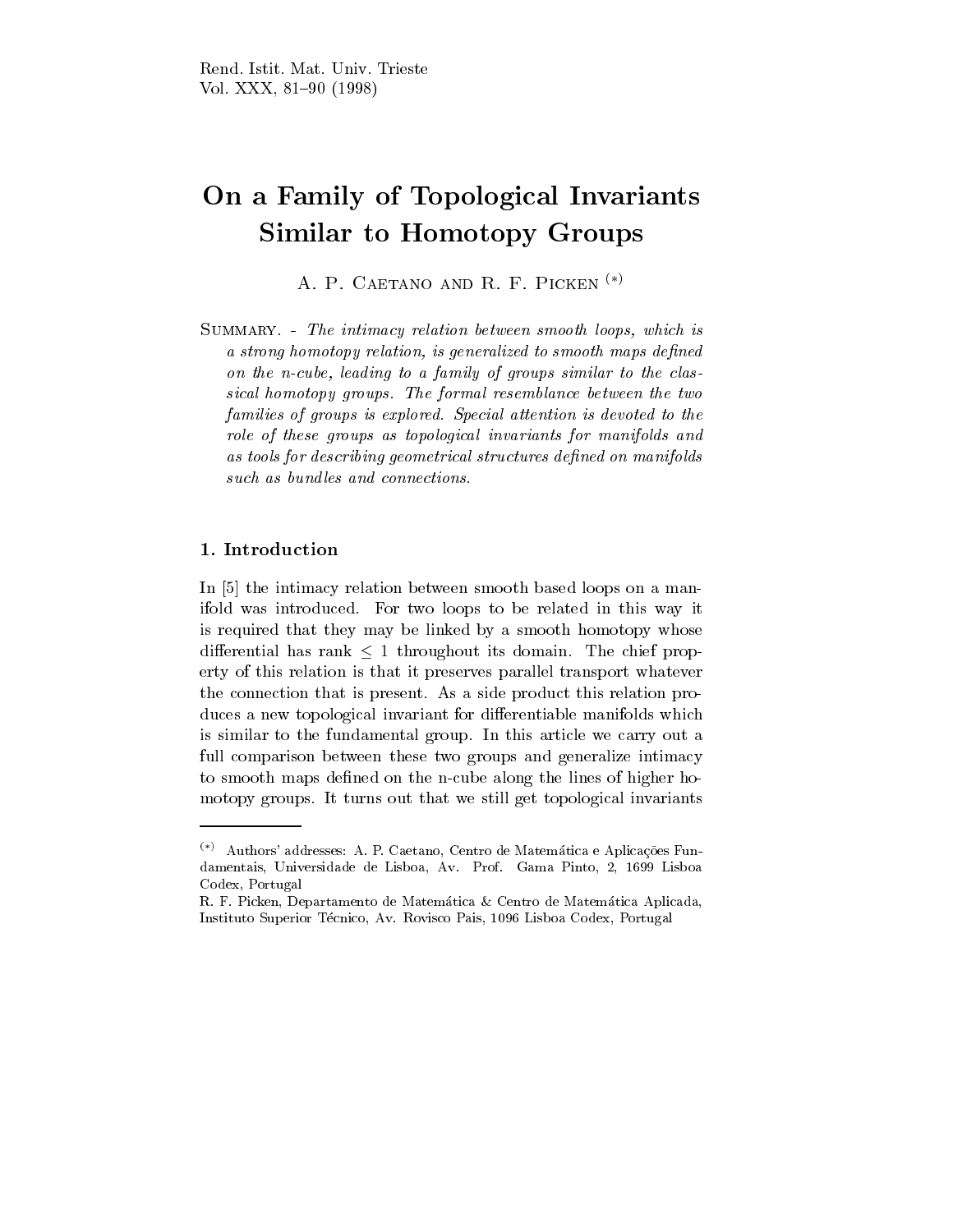# On a Family of Topological Invariants Similar to Homotopy Groups

A. P. Caetano and R. F. Picken (*)

Summary. - *The intimacy relation between smooth loops, which is a strong homotopy relation, is generalized to smooth maps defined on the n-cube, leading to a family of groups similar to the classical homotopy groups. The formal resemblance between the two families of groups is explored. Special attention is devoted to the role of these groups as topological invariants for manifolds and as tools for describing geometrical structures defined on manifolds such as bundles and connections.*

## 1. Introduction

In [5] the intimacy relation between smooth based loops on a manifold was introduced. For two loops to be related in this way it is required that they may be linked by a smooth homotopy whose differential has rank $\leq 1$ throughout its domain. The chief property of this relation is that it preserves parallel transport whatever the connection that is present. As a side product this relation produces a new topological invariant for differentiable manifolds which is similar to the fundamental group. In this article we carry out a full comparison between these two groups and generalize intimacy to smooth maps defined on the n-cube along the lines of higher homotopy groups. It turns out that we still get topological invariants

---

(*) Authors' addresses: A. P. Caetano, Centro de Matemática e Aplicações Fundamentais, Universidade de Lisboa, Av. Prof. Gama Pinto, 2, 1699 Lisboa Codex, Portugal

R. F. Picken, Departamento de Matemática & Centro de Matemática Aplicada, Instituto Superior Técnico, Av. Rovisco Pais, 1096 Lisboa Codex, Portugal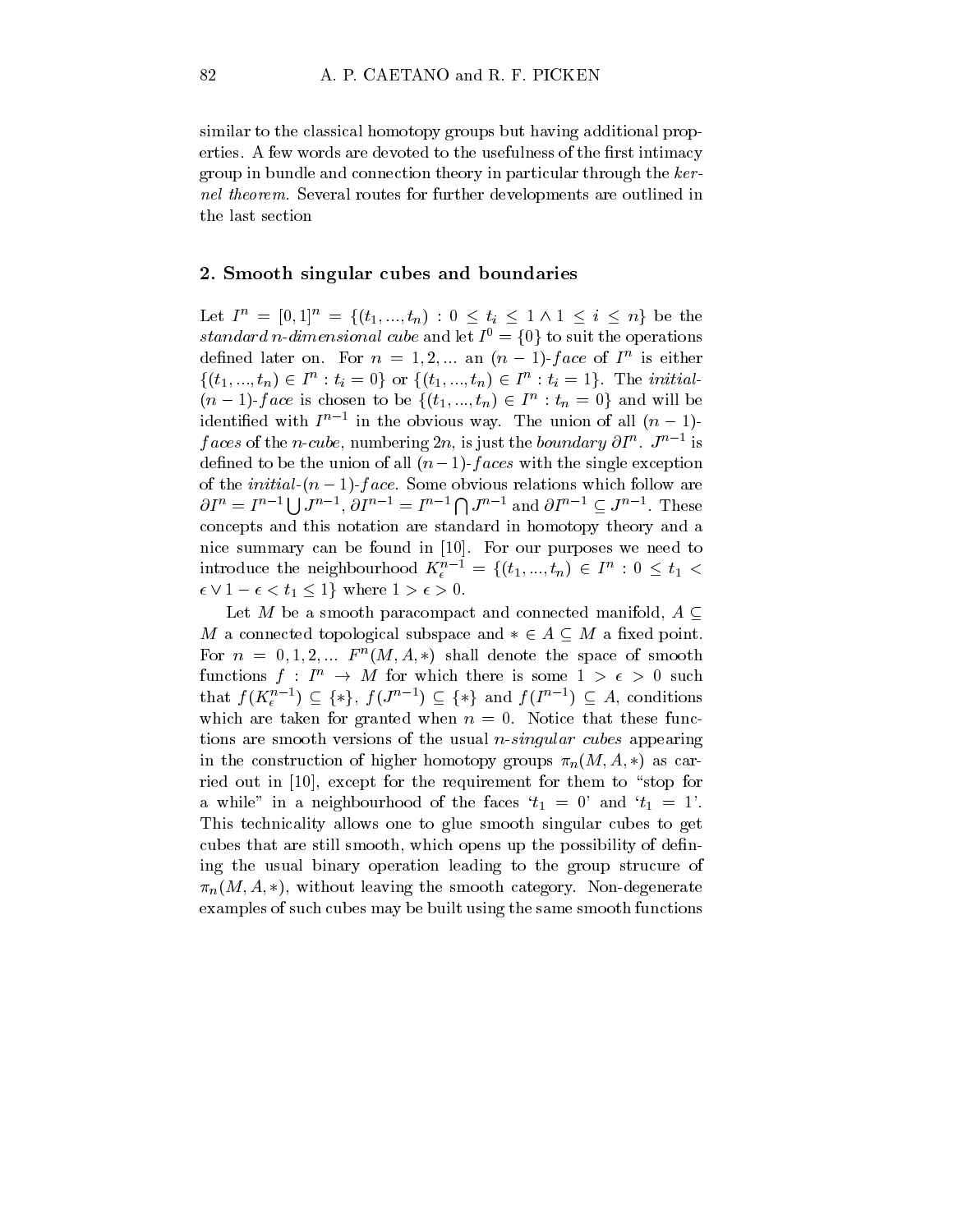similar to the classical homotopy groups but having additional properties. A few words are devoted to the usefulness of the first intimacy group in bundle and connection theory in particular through the *kernel theorem*. Several routes for further developments are outlined in the last section

## 2. Smooth singular cubes and boundaries

Let $I^n = [0,1]^n = \{(t_1, ..., t_n) : 0 \leq t_i \leq 1 \wedge 1 \leq i \leq n\}$ be the *standard n-dimensional cube* and let $I^0 = \{0\}$ to suit the operations defined later on. For $n = 1, 2, ...$ an $(n-1)$-*face* of $I^n$ is either $\{(t_1, ..., t_n) \in I^n : t_i = 0\}$ or $\{(t_1, ..., t_n) \in I^n : t_i = 1\}$. The *initial*-$(n-1)$-*face* is chosen to be $\{(t_1, ..., t_n) \in I^n : t_n = 0\}$ and will be identified with $I^{n-1}$ in the obvious way. The union of all $(n-1)$-*faces* of the *n-cube*, numbering $2n$, is just the *boundary* $\partial I^n$. $J^{n-1}$ is defined to be the union of all $(n-1)$-*faces* with the single exception of the *initial*-$(n-1)$-*face*. Some obvious relations which follow are $\partial I^n = I^{n-1} \bigcup J^{n-1}$, $\partial I^{n-1} = I^{n-1} \bigcap J^{n-1}$ and $\partial I^{n-1} \subseteq J^{n-1}$. These concepts and this notation are standard in homotopy theory and a nice summary can be found in [10]. For our purposes we need to introduce the neighbourhood $K_\epsilon^{n-1} = \{(t_1, ..., t_n) \in I^n : 0 \leq t_1 < \epsilon \vee 1 - \epsilon < t_1 \leq 1\}$ where $1 > \epsilon > 0$.

Let $M$ be a smooth paracompact and connected manifold, $A \subseteq M$ a connected topological subspace and $* \in A \subseteq M$ a fixed point. For $n = 0, 1, 2, ...$ $F^n(M, A, *)$ shall denote the space of smooth functions $f : I^n \to M$ for which there is some $1 > \epsilon > 0$ such that $f(K_\epsilon^{n-1}) \subseteq \{*\}$, $f(J^{n-1}) \subseteq \{*\}$ and $f(I^{n-1}) \subseteq A$, conditions which are taken for granted when $n = 0$. Notice that these functions are smooth versions of the usual *n-singular cubes* appearing in the construction of higher homotopy groups $\pi_n(M, A, *)$ as carried out in [10], except for the requirement for them to "stop for a while" in a neighbourhood of the faces '$t_1 = 0$' and '$t_1 = 1$'. This technicality allows one to glue smooth singular cubes to get cubes that are still smooth, which opens up the possibility of defining the usual binary operation leading to the group strucure of $\pi_n(M, A, *)$, without leaving the smooth category. Non-degenerate examples of such cubes may be built using the same smooth functions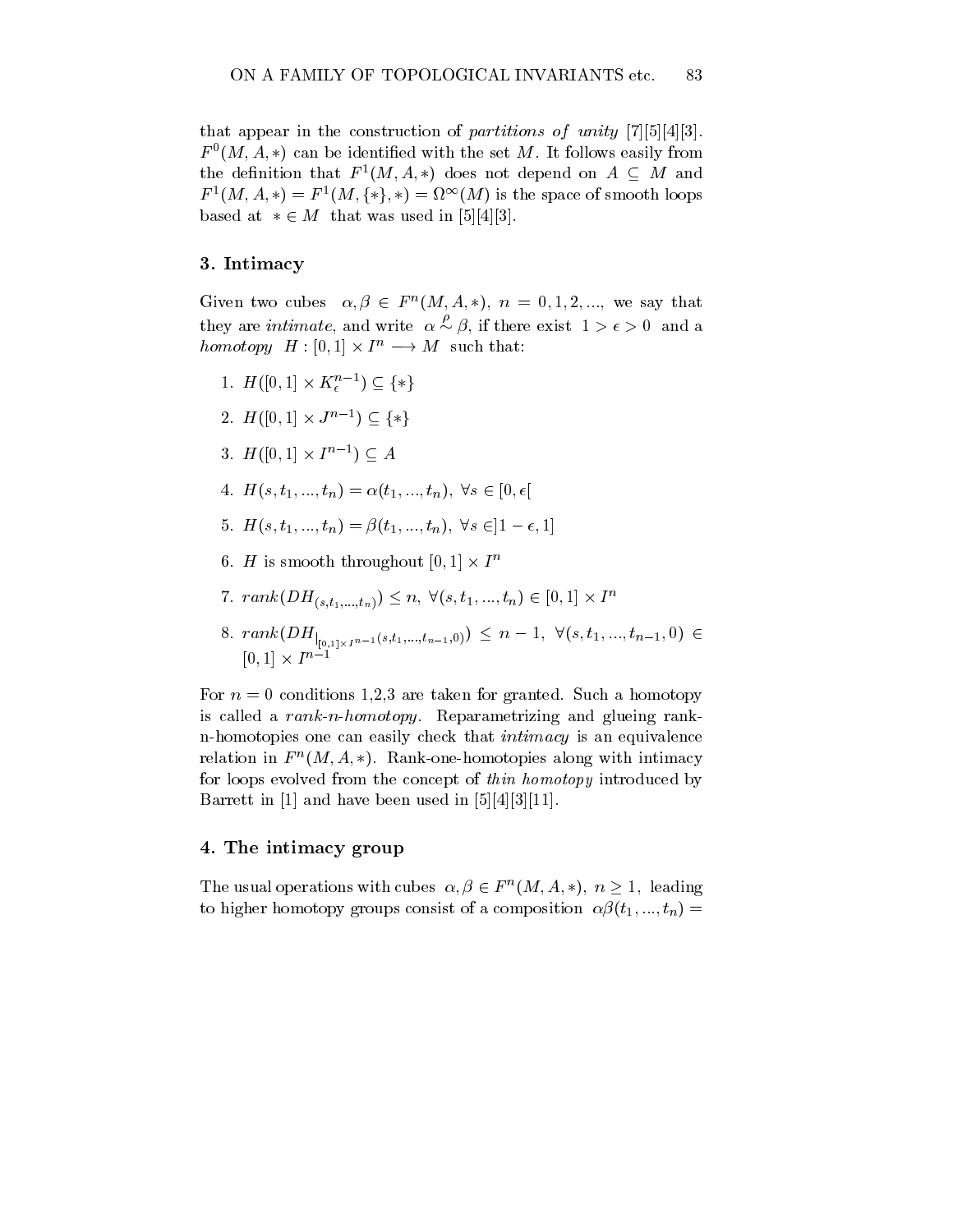that appear in the construction of *partitions of unity* [7][5][4][3]. $F^0(M, A, *)$ can be identified with the set $M$. It follows easily from the definition that $F^1(M, A, *)$ does not depend on $A \subseteq M$ and $F^1(M, A, *) = F^1(M, \{*\}, *) = \Omega^\infty(M)$ is the space of smooth loops based at $* \in M$ that was used in [5][4][3].

## 3. Intimacy

Given two cubes $\alpha, \beta \in F^n(M, A, *)$, $n = 0, 1, 2, ...$, we say that they are *intimate*, and write $\alpha \overset{\rho}{\sim} \beta$, if there exist $1 > \epsilon > 0$ and a *homotopy* $H : [0,1] \times I^n \longrightarrow M$ such that:

1. $H([0,1] \times K_\epsilon^{n-1}) \subseteq \{*\}$
2. $H([0,1] \times J^{n-1}) \subseteq \{*\}$
3. $H([0,1] \times I^{n-1}) \subseteq A$
4. $H(s, t_1, ..., t_n) = \alpha(t_1, ..., t_n), \ \forall s \in [0, \epsilon[$
5. $H(s, t_1, ..., t_n) = \beta(t_1, ..., t_n), \ \forall s \in ]1 - \epsilon, 1]$
6. $H$ is smooth throughout $[0,1] \times I^n$
7. $rank(DH_{(s,t_1,...,t_n)}) \leq n, \ \forall (s, t_1, ..., t_n) \in [0,1] \times I^n$
8. $rank(DH_{|_{[0,1]\times I^{n-1}}(s,t_1,...,t_{n-1},0)}) \leq n-1, \ \forall (s, t_1, ..., t_{n-1}, 0) \in [0,1] \times I^{n-1}$

For $n = 0$ conditions 1,2,3 are taken for granted. Such a homotopy is called a *rank-n-homotopy*. Reparametrizing and glueing rank-n-homotopies one can easily check that *intimacy* is an equivalence relation in $F^n(M, A, *)$. Rank-one-homotopies along with intimacy for loops evolved from the concept of *thin homotopy* introduced by Barrett in [1] and have been used in [5][4][3][11].

## 4. The intimacy group

The usual operations with cubes $\alpha, \beta \in F^n(M, A, *)$, $n \geq 1$, leading to higher homotopy groups consist of a composition $\alpha\beta(t_1, ..., t_n) =$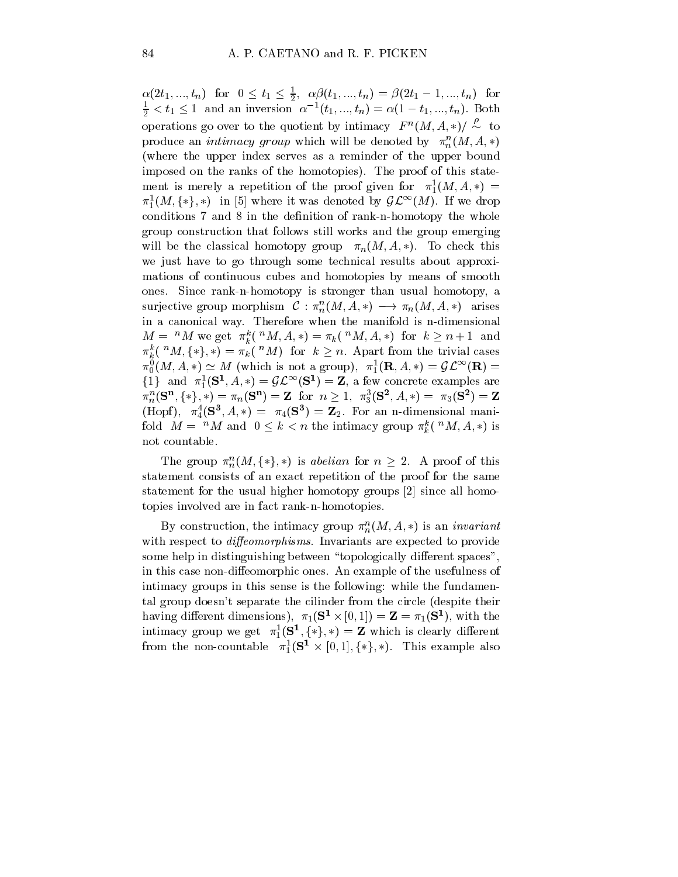$\alpha(2t_1, ..., t_n)$ for $0 \leq t_1 \leq \frac{1}{2}$, $\alpha\beta(t_1, ..., t_n) = \beta(2t_1 - 1, ..., t_n)$ for $\frac{1}{2} < t_1 \leq 1$ and an inversion $\alpha^{-1}(t_1, ..., t_n) = \alpha(1 - t_1, ..., t_n)$. Both operations go over to the quotient by intimacy $F^n(M, A, *)/\overset{\rho}{\sim}$ to produce an *intimacy group* which will be denoted by $\pi_n^n(M, A, *)$ (where the upper index serves as a reminder of the upper bound imposed on the ranks of the homotopies). The proof of this statement is merely a repetition of the proof given for $\pi_1^1(M, A, *) = \pi_1^1(M, \{*\}, *)$ in [5] where it was denoted by $\mathcal{GL}^\infty(M)$. If we drop conditions 7 and 8 in the definition of rank-n-homotopy the whole group construction that follows still works and the group emerging will be the classical homotopy group $\pi_n(M, A, *)$. To check this we just have to go through some technical results about approximations of continuous cubes and homotopies by means of smooth ones. Since rank-n-homotopy is stronger than usual homotopy, a surjective group morphism $\mathcal{C} : \pi_n^n(M, A, *) \longrightarrow \pi_n(M, A, *)$ arises in a canonical way. Therefore when the manifold is n-dimensional $M = {}^nM$ we get $\pi_k^k({}^nM, A, *) = \pi_k({}^nM, A, *)$ for $k \geq n+1$ and $\pi_k^k({}^nM, \{*\}, *) = \pi_k({}^nM)$ for $k \geq n$. Apart from the trivial cases $\pi_0^0(M, A, *) \simeq M$ (which is not a group), $\pi_1^1(\mathbf{R}, A, *) = \mathcal{GL}^\infty(\mathbf{R}) = \{1\}$ and $\pi_1^1(\mathbf{S^1}, A, *) = \mathcal{GL}^\infty(\mathbf{S^1}) = \mathbf{Z}$, a few concrete examples are $\pi_n^n(\mathbf{S^n}, \{*\}, *) = \pi_n(\mathbf{S^n}) = \mathbf{Z}$ for $n \geq 1$, $\pi_3^3(\mathbf{S^2}, A, *) = \pi_3(\mathbf{S^2}) = \mathbf{Z}$ (Hopf), $\pi_4^4(\mathbf{S^3}, A, *) = \pi_4(\mathbf{S^3}) = \mathbf{Z}_2$. For an n-dimensional manifold $M = {}^nM$ and $0 \leq k < n$ the intimacy group $\pi_k^k({}^nM, A, *)$ is not countable.

The group $\pi_n^n(M, \{*\}, *)$ is *abelian* for $n \geq 2$. A proof of this statement consists of an exact repetition of the proof for the same statement for the usual higher homotopy groups [2] since all homotopies involved are in fact rank-n-homotopies.

By construction, the intimacy group $\pi_n^n(M, A, *)$ is an *invariant* with respect to *diffeomorphisms*. Invariants are expected to provide some help in distinguishing between "topologically different spaces", in this case non-diffeomorphic ones. An example of the usefulness of intimacy groups in this sense is the following: while the fundamental group doesn't separate the cilinder from the circle (despite their having different dimensions), $\pi_1(\mathbf{S^1} \times [0, 1]) = \mathbf{Z} = \pi_1(\mathbf{S^1})$, with the intimacy group we get $\pi_1^1(\mathbf{S^1}, \{*\}, *) = \mathbf{Z}$ which is clearly different from the non-countable $\pi_1^1(\mathbf{S^1} \times [0, 1], \{*\}, *)$. This example also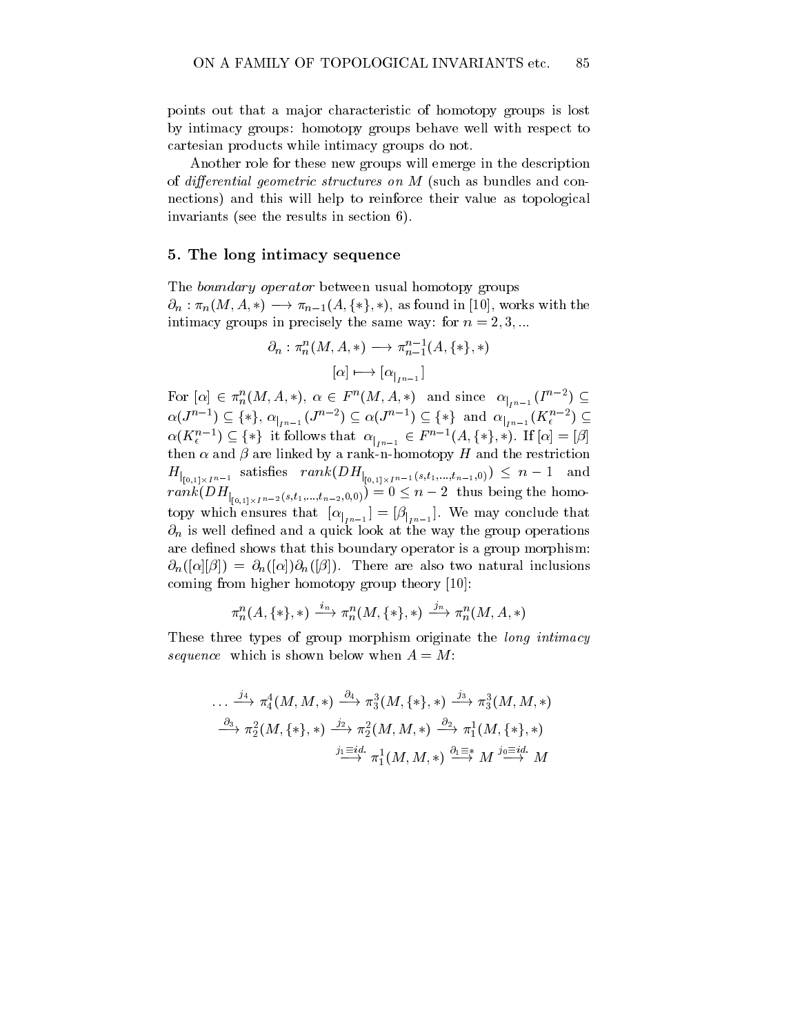points out that a major characteristic of homotopy groups is lost by intimacy groups: homotopy groups behave well with respect to cartesian products while intimacy groups do not.

Another role for these new groups will emerge in the description of *differential geometric structures on M* (such as bundles and connections) and this will help to reinforce their value as topological invariants (see the results in section 6).

## 5. The long intimacy sequence

The *boundary operator* between usual homotopy groups $\partial_n : \pi_n(M, A, *) \longrightarrow \pi_{n-1}(A, \{*\}, *)$, as found in [10], works with the intimacy groups in precisely the same way: for $n = 2, 3, ...$

$$\partial_n : \pi_n^n(M, A, *) \longrightarrow \pi_{n-1}^{n-1}(A, \{*\}, *)$$

$$[\alpha] \longmapsto [\alpha_{|_{I^{n-1}}}]$$

For $[\alpha] \in \pi_n^n(M, A, *)$, $\alpha \in F^n(M, A, *)$ and since $\alpha_{|_{I^{n-1}}}(I^{n-2}) \subseteq \alpha(J^{n-1}) \subseteq \{*\}$, $\alpha_{|_{I^{n-1}}}(J^{n-2}) \subseteq \alpha(J^{n-1}) \subseteq \{*\}$ and $\alpha_{|_{I^{n-1}}}(K_\epsilon^{n-2}) \subseteq \alpha(K_\epsilon^{n-1}) \subseteq \{*\}$ it follows that $\alpha_{|_{I^{n-1}}} \in F^{n-1}(A, \{*\}, *)$. If $[\alpha] = [\beta]$ then $\alpha$ and $\beta$ are linked by a rank-n-homotopy $H$ and the restriction $H_{|_{[0,1]\times I^{n-1}}}$ satisfies $rank(DH_{|_{[0,1]\times I^{n-1}}(s,t_1,...,t_{n-1},0)}) \leq n-1$ and $rank(DH_{|_{[0,1]\times I^{n-2}}(s,t_1,...,t_{n-2},0,0)}) = 0 \leq n-2$ thus being the homotopy which ensures that $[\alpha_{|_{I^{n-1}}}] = [\beta_{|_{I^{n-1}}}]$. We may conclude that $\partial_n$ is well defined and a quick look at the way the group operations are defined shows that this boundary operator is a group morphism: $\partial_n([\alpha][\beta]) = \partial_n([\alpha])\partial_n([\beta])$. There are also two natural inclusions coming from higher homotopy group theory [10]:

$$\pi_n^n(A, \{*\}, *) \xrightarrow{i_n} \pi_n^n(M, \{*\}, *) \xrightarrow{j_n} \pi_n^n(M, A, *)$$

These three types of group morphism originate the *long intimacy sequence* which is shown below when $A = M$:

$$\ldots \xrightarrow{j_4} \pi_4^4(M, M, *) \xrightarrow{\partial_4} \pi_3^3(M, \{*\}, *) \xrightarrow{j_3} \pi_3^3(M, M, *)$$
$$\xrightarrow{\partial_3} \pi_2^2(M, \{*\}, *) \xrightarrow{j_2} \pi_2^2(M, M, *) \xrightarrow{\partial_2} \pi_1^1(M, \{*\}, *)$$
$$\xrightarrow{j_1 \equiv id.} \pi_1^1(M, M, *) \xrightarrow{\partial_1 \equiv *} M \xrightarrow{j_0 \equiv id.} M$$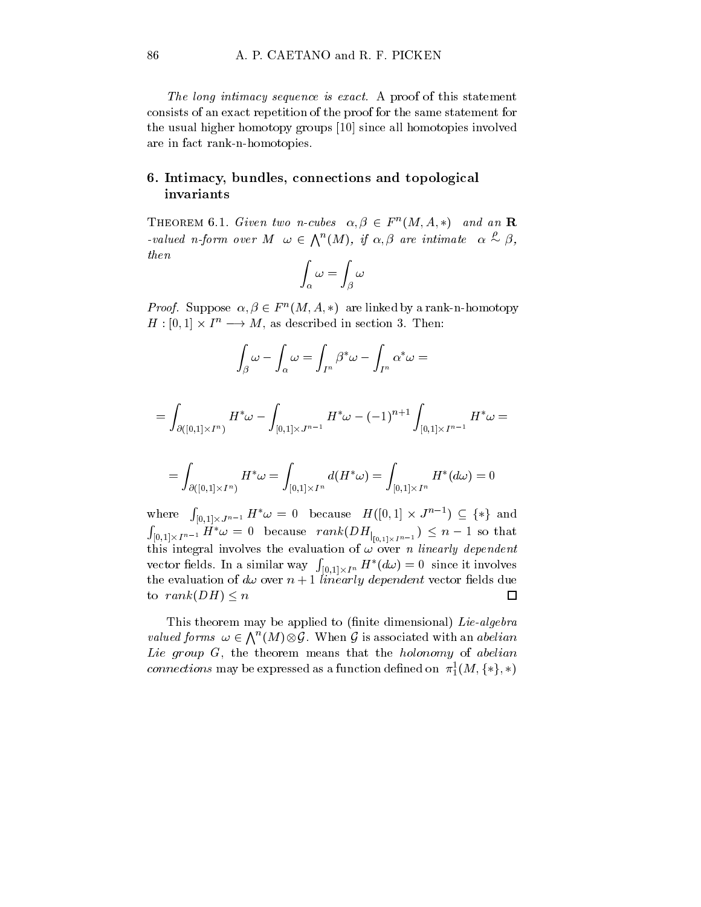*The long intimacy sequence is exact.* A proof of this statement consists of an exact repetition of the proof for the same statement for the usual higher homotopy groups [10] since all homotopies involved are in fact rank-n-homotopies.

## 6. Intimacy, bundles, connections and topological invariants

THEOREM 6.1. *Given two n-cubes* $\alpha, \beta \in F^n(M, A, *)$ *and an* $\mathbf{R}$ *-valued n-form over M* $\omega \in \bigwedge^n(M)$*, if* $\alpha, \beta$ *are intimate* $\alpha \overset{\rho}{\sim} \beta$*, then*

$$\int_\alpha \omega = \int_\beta \omega$$

*Proof.* Suppose $\alpha, \beta \in F^n(M, A, *)$ are linked by a rank-n-homotopy $H : [0,1] \times I^n \longrightarrow M$, as described in section 3. Then:

$$\int_\beta \omega - \int_\alpha \omega = \int_{I^n} \beta^* \omega - \int_{I^n} \alpha^* \omega =$$

$$= \int_{\partial([0,1]\times I^n)} H^*\omega - \int_{[0,1]\times J^{n-1}} H^*\omega - (-1)^{n+1} \int_{[0,1]\times I^{n-1}} H^*\omega =$$

$$= \int_{\partial([0,1]\times I^n)} H^*\omega = \int_{[0,1]\times I^n} d(H^*\omega) = \int_{[0,1]\times I^n} H^*(d\omega) = 0$$

where $\int_{[0,1]\times J^{n-1}} H^*\omega = 0$ because $H([0,1] \times J^{n-1}) \subseteq \{*\}$ and $\int_{[0,1]\times I^{n-1}} H^*\omega = 0$ because $rank(DH_{|_{[0,1]\times I^{n-1}}}) \leq n-1$ so that this integral involves the evaluation of $\omega$ over $n$ *linearly dependent* vector fields. In a similar way $\int_{[0,1]\times I^n} H^*(d\omega) = 0$ since it involves the evaluation of $d\omega$ over $n+1$ *linearly dependent* vector fields due to $rank(DH) \leq n$ □

This theorem may be applied to (finite dimensional) *Lie-algebra valued forms* $\omega \in \bigwedge^n(M) \otimes \mathcal{G}$. When $\mathcal{G}$ is associated with an *abelian Lie group* $G$, the theorem means that the *holonomy* of *abelian connections* may be expressed as a function defined on $\pi_1^1(M, \{*\}, *)$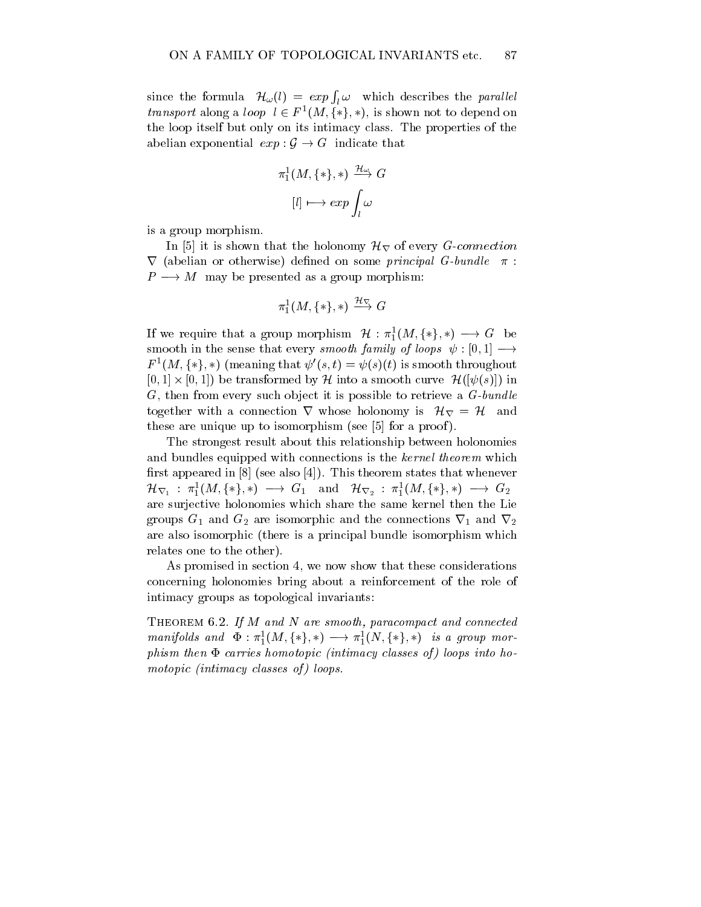since the formula $\mathcal{H}_\omega(l) = exp \int_l \omega$ which describes the *parallel transport* along a *loop* $l \in F^1(M, \{*\}, *)$, is shown not to depend on the loop itself but only on its intimacy class. The properties of the abelian exponential $exp : \mathcal{G} \to G$ indicate that

$$\pi_1^1(M, \{*\}, *) \xrightarrow{\mathcal{H}_\omega} G$$

$$[l] \longmapsto exp \int_l \omega$$

is a group morphism.

In [5] it is shown that the holonomy $\mathcal{H}_\nabla$ of every *G-connection* $\nabla$ (abelian or otherwise) defined on some *principal G-bundle* $\pi : P \longrightarrow M$ may be presented as a group morphism:

$$\pi_1^1(M, \{*\}, *) \xrightarrow{\mathcal{H}_\nabla} G$$

If we require that a group morphism $\mathcal{H} : \pi_1^1(M, \{*\}, *) \longrightarrow G$ be smooth in the sense that every *smooth family of loops* $\psi : [0, 1] \longrightarrow F^1(M, \{*\}, *)$ (meaning that $\psi'(s, t) = \psi(s)(t)$ is smooth throughout $[0, 1] \times [0, 1]$) be transformed by $\mathcal{H}$ into a smooth curve $\mathcal{H}([\psi(s)])$ in $G$, then from every such object it is possible to retrieve a *G-bundle* together with a connection $\nabla$ whose holonomy is $\mathcal{H}_\nabla = \mathcal{H}$ and these are unique up to isomorphism (see [5] for a proof).

The strongest result about this relationship between holonomies and bundles equipped with connections is the *kernel theorem* which first appeared in [8] (see also [4]). This theorem states that whenever $\mathcal{H}_{\nabla_1} : \pi_1^1(M, \{*\}, *) \longrightarrow G_1$ and $\mathcal{H}_{\nabla_2} : \pi_1^1(M, \{*\}, *) \longrightarrow G_2$ are surjective holonomies which share the same kernel then the Lie groups $G_1$ and $G_2$ are isomorphic and the connections $\nabla_1$ and $\nabla_2$ are also isomorphic (there is a principal bundle isomorphism which relates one to the other).

As promised in section 4, we now show that these considerations concerning holonomies bring about a reinforcement of the role of intimacy groups as topological invariants:

THEOREM 6.2. *If $M$ and $N$ are smooth, paracompact and connected manifolds and $\Phi : \pi_1^1(M, \{*\}, *) \longrightarrow \pi_1^1(N, \{*\}, *)$ is a group morphism then $\Phi$ carries homotopic (intimacy classes of) loops into homotopic (intimacy classes of) loops.*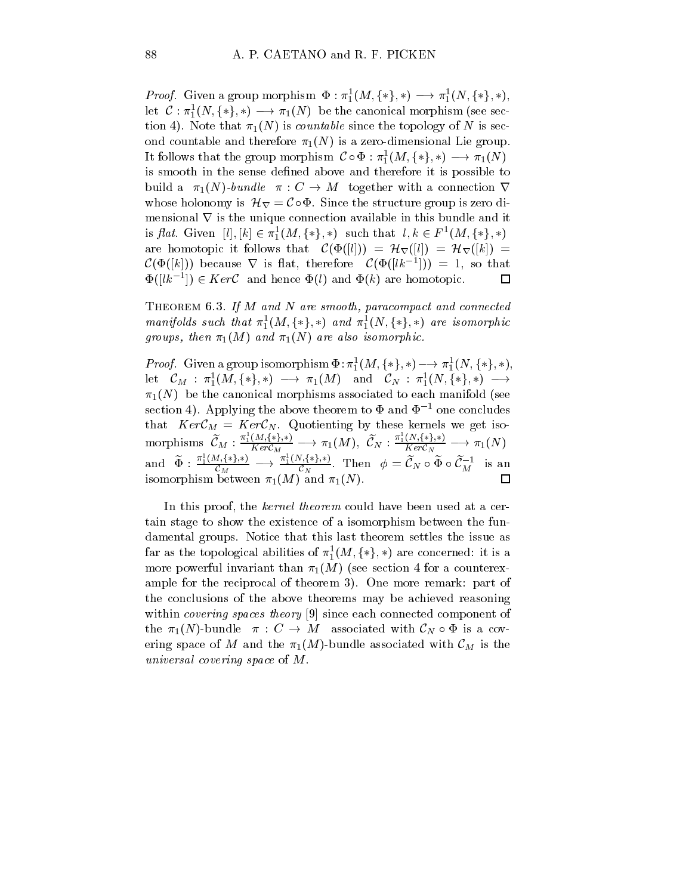*Proof.* Given a group morphism $\Phi : \pi_1^1(M, \{*\}, *) \longrightarrow \pi_1^1(N, \{*\}, *)$, let $\mathcal{C} : \pi_1^1(N, \{*\}, *) \longrightarrow \pi_1(N)$ be the canonical morphism (see section 4). Note that $\pi_1(N)$ is *countable* since the topology of $N$ is second countable and therefore $\pi_1(N)$ is a zero-dimensional Lie group. It follows that the group morphism $\mathcal{C} \circ \Phi : \pi_1^1(M, \{*\}, *) \longrightarrow \pi_1(N)$ is smooth in the sense defined above and therefore it is possible to build a $\pi_1(N)$*-bundle* $\pi : C \to M$ together with a connection $\nabla$ whose holonomy is $\mathcal{H}_\nabla = \mathcal{C} \circ \Phi$. Since the structure group is zero dimensional $\nabla$ is the unique connection available in this bundle and it is *flat*. Given $[l], [k] \in \pi_1^1(M, \{*\}, *)$ such that $l, k \in F^1(M, \{*\}, *)$ are homotopic it follows that $\mathcal{C}(\Phi([l])) = \mathcal{H}_\nabla([l]) = \mathcal{H}_\nabla([k]) = \mathcal{C}(\Phi([k]))$ because $\nabla$ is flat, therefore $\mathcal{C}(\Phi([lk^{-1}])) = 1$, so that $\Phi([lk^{-1}]) \in Ker\mathcal{C}$ and hence $\Phi(l)$ and $\Phi(k)$ are homotopic. $\square$

Theorem 6.3. *If $M$ and $N$ are smooth, paracompact and connected manifolds such that $\pi_1^1(M, \{*\}, *)$ and $\pi_1^1(N, \{*\}, *)$ are isomorphic groups, then $\pi_1(M)$ and $\pi_1(N)$ are also isomorphic.*

*Proof.* Given a group isomorphism $\Phi : \pi_1^1(M, \{*\}, *) \longrightarrow \pi_1^1(N, \{*\}, *)$, let $\mathcal{C}_M : \pi_1^1(M, \{*\}, *) \longrightarrow \pi_1(M)$ and $\mathcal{C}_N : \pi_1^1(N, \{*\}, *) \longrightarrow \pi_1(N)$ be the canonical morphisms associated to each manifold (see section 4). Applying the above theorem to $\Phi$ and $\Phi^{-1}$ one concludes that $Ker\mathcal{C}_M = Ker\mathcal{C}_N$. Quotienting by these kernels we get isomorphisms $\widetilde{\mathcal{C}}_M : \frac{\pi_1^1(M,\{*\},*)}{Ker\mathcal{C}_M} \longrightarrow \pi_1(M)$, $\widetilde{\mathcal{C}}_N : \frac{\pi_1^1(N,\{*\},*)}{Ker\mathcal{C}_N} \longrightarrow \pi_1(N)$ and $\widetilde{\Phi} : \frac{\pi_1^1(M,\{*\},*)}{\mathcal{C}_M} \longrightarrow \frac{\pi_1^1(N,\{*\},*)}{\mathcal{C}_N}$. Then $\phi = \widetilde{\mathcal{C}}_N \circ \widetilde{\Phi} \circ \widetilde{\mathcal{C}}_M^{-1}$ is an isomorphism between $\pi_1(M)$ and $\pi_1(N)$. $\square$

In this proof, the *kernel theorem* could have been used at a certain stage to show the existence of a isomorphism between the fundamental groups. Notice that this last theorem settles the issue as far as the topological abilities of $\pi_1^1(M, \{*\}, *)$ are concerned: it is a more powerful invariant than $\pi_1(M)$ (see section 4 for a counterexample for the reciprocal of theorem 3). One more remark: part of the conclusions of the above theorems may be achieved reasoning within *covering spaces theory* [9] since each connected component of the $\pi_1(N)$-bundle $\pi : C \to M$ associated with $\mathcal{C}_N \circ \Phi$ is a covering space of $M$ and the $\pi_1(M)$-bundle associated with $\mathcal{C}_M$ is the *universal covering space* of $M$.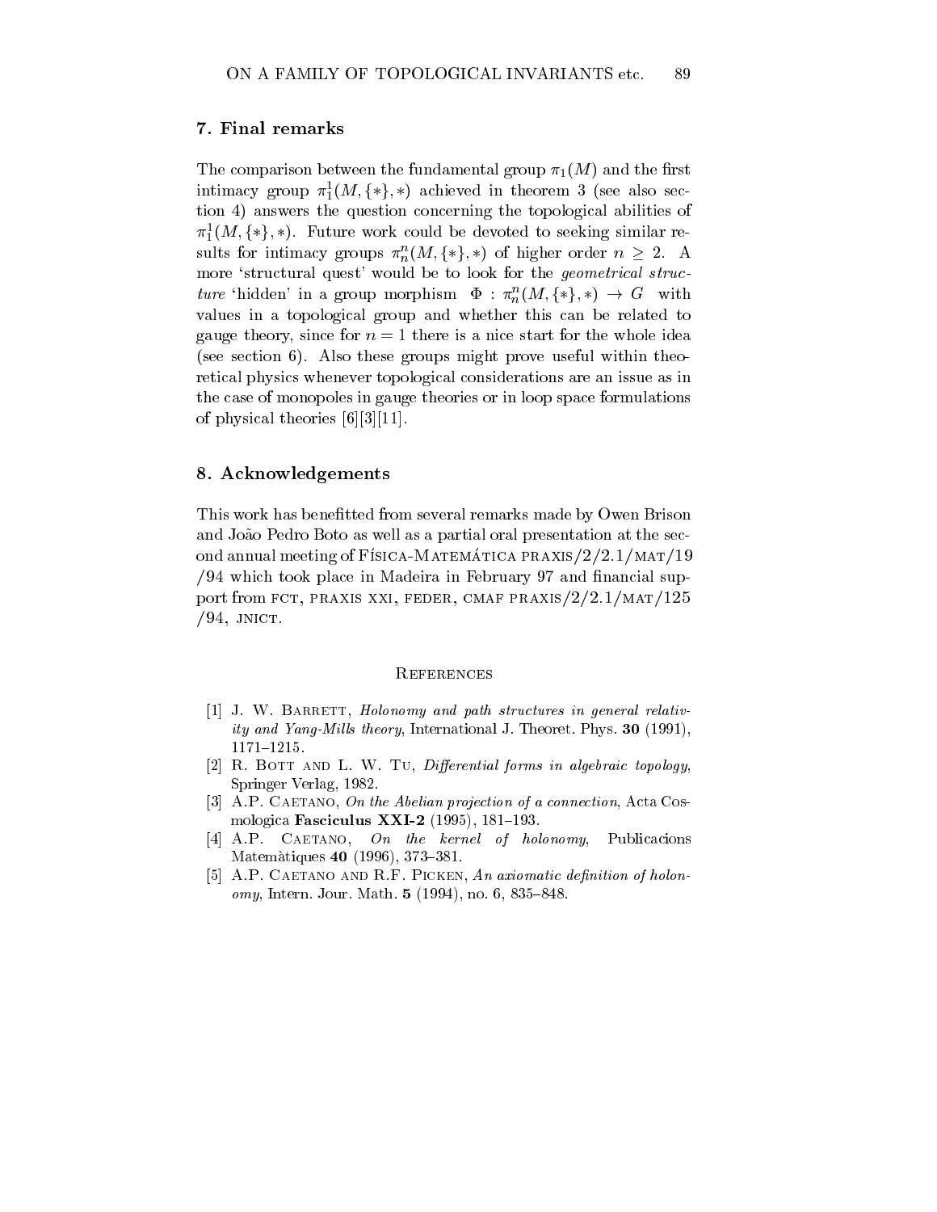## 7. Final remarks

The comparison between the fundamental group $\pi_1(M)$ and the first intimacy group $\pi_1^1(M, \{*\}, *)$ achieved in theorem 3 (see also section 4) answers the question concerning the topological abilities of $\pi_1^1(M, \{*\}, *)$. Future work could be devoted to seeking similar results for intimacy groups $\pi_n^n(M, \{*\}, *)$ of higher order $n \geq 2$. A more 'structural quest' would be to look for the *geometrical structure* 'hidden' in a group morphism $\Phi : \pi_n^n(M, \{*\}, *) \to G$ with values in a topological group and whether this can be related to gauge theory, since for $n = 1$ there is a nice start for the whole idea (see section 6). Also these groups might prove useful within theoretical physics whenever topological considerations are an issue as in the case of monopoles in gauge theories or in loop space formulations of physical theories [6][3][11].

## 8. Acknowledgements

This work has benefitted from several remarks made by Owen Brison and João Pedro Boto as well as a partial oral presentation at the second annual meeting of Física-Matemática praxis/2/2.1/mat/19/94 which took place in Madeira in February 97 and financial support from fct, praxis xxi, feder, cmaf praxis/2/2.1/mat/125/94, jnict.

### References

[1] J. W. Barrett, *Holonomy and path structures in general relativity and Yang-Mills theory*, International J. Theoret. Phys. **30** (1991), 1171–1215.

[2] R. Bott and L. W. Tu, *Differential forms in algebraic topology*, Springer Verlag, 1982.

[3] A.P. Caetano, *On the Abelian projection of a connection*, Acta Cosmologica **Fasciculus XXI-2** (1995), 181–193.

[4] A.P. Caetano, *On the kernel of holonomy*, Publicacions Matemàtiques **40** (1996), 373–381.

[5] A.P. Caetano and R.F. Picken, *An axiomatic definition of holonomy*, Intern. Jour. Math. **5** (1994), no. 6, 835–848.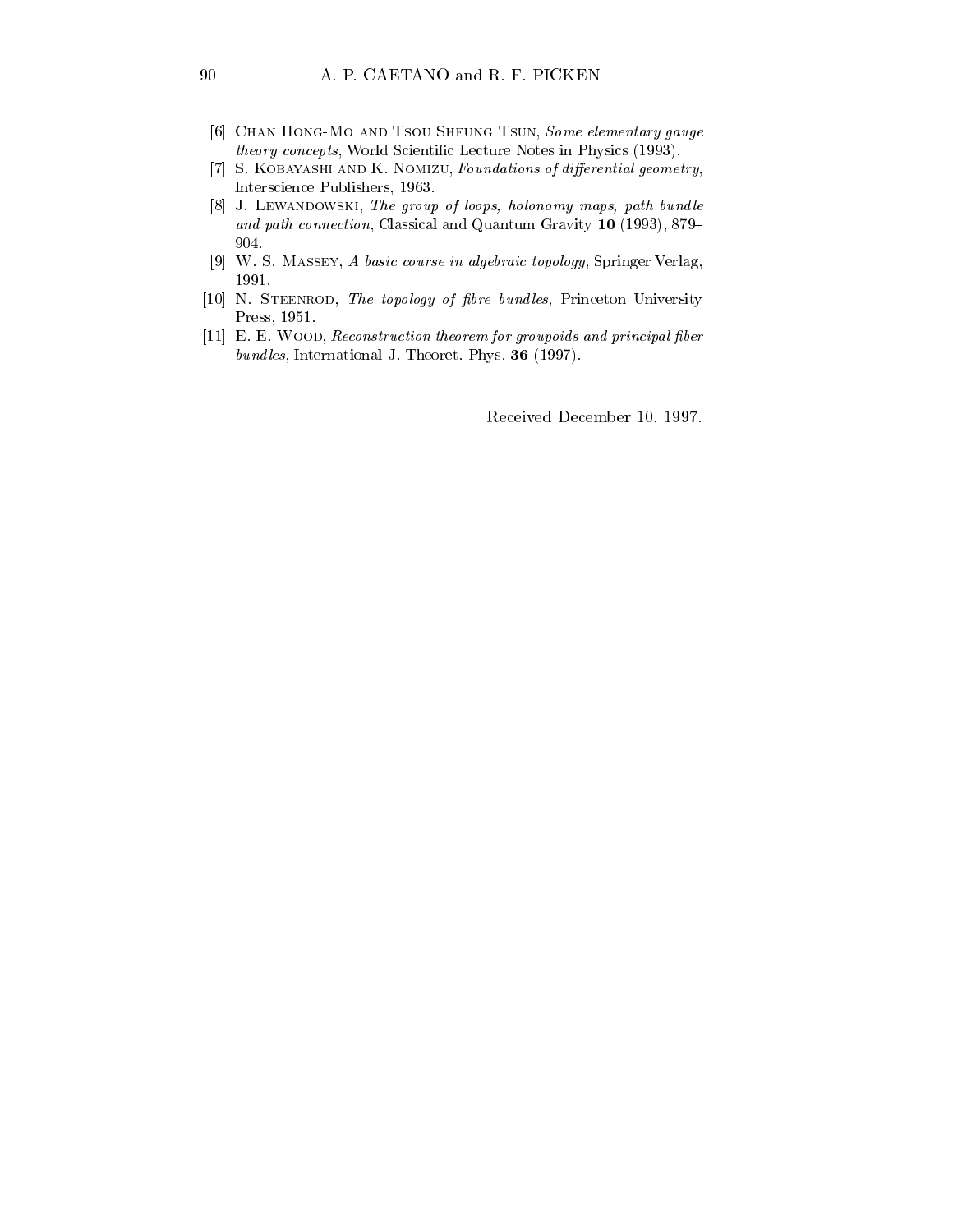[6] Chan Hong-Mo and Tsou Sheung Tsun, *Some elementary gauge theory concepts*, World Scientific Lecture Notes in Physics (1993).

[7] S. Kobayashi and K. Nomizu, *Foundations of differential geometry*, Interscience Publishers, 1963.

[8] J. Lewandowski, *The group of loops, holonomy maps, path bundle and path connection*, Classical and Quantum Gravity **10** (1993), 879–904.

[9] W. S. Massey, *A basic course in algebraic topology*, Springer Verlag, 1991.

[10] N. Steenrod, *The topology of fibre bundles*, Princeton University Press, 1951.

[11] E. E. Wood, *Reconstruction theorem for groupoids and principal fiber bundles*, International J. Theoret. Phys. **36** (1997).

Received December 10, 1997.